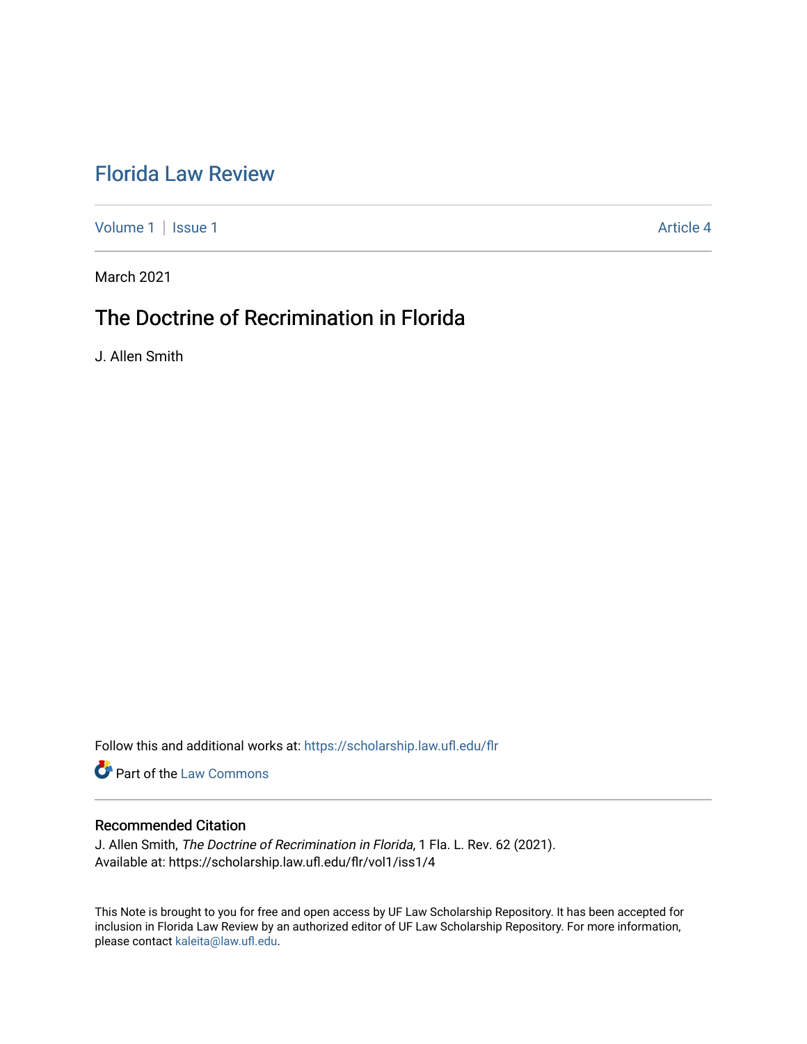# Florida Law Review

Volume 1 | Issue 1 Article 4

March 2021

## The Doctrine of Recrimination in Florida

J. Allen Smith

Follow this and additional works at: https://scholarship.law.ufl.edu/flr

Part of the Law Commons

### Recommended Citation

J. Allen Smith, *The Doctrine of Recrimination in Florida*, 1 Fla. L. Rev. 62 (2021).
Available at: https://scholarship.law.ufl.edu/flr/vol1/iss1/4

This Note is brought to you for free and open access by UF Law Scholarship Repository. It has been accepted for inclusion in Florida Law Review by an authorized editor of UF Law Scholarship Repository. For more information, please contact kaleita@law.ufl.edu.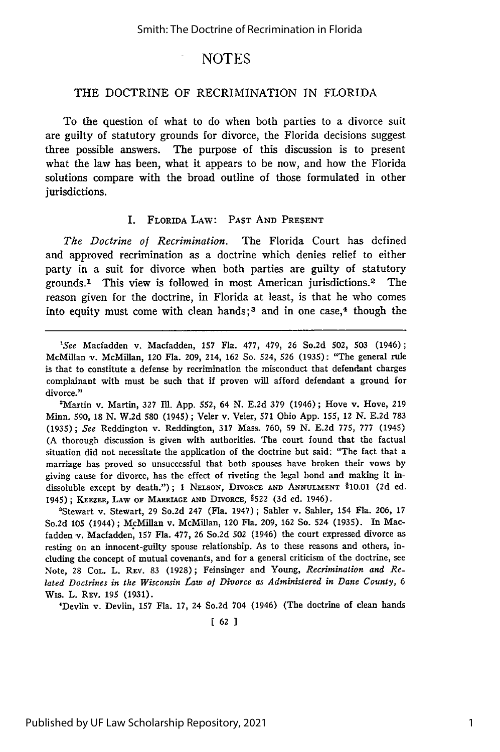## NOTES

### THE DOCTRINE OF RECRIMINATION IN FLORIDA

To the question of what to do when both parties to a divorce suit are guilty of statutory grounds for divorce, the Florida decisions suggest three possible answers. The purpose of this discussion is to present what the law has been, what it appears to be now, and how the Florida solutions compare with the broad outline of those formulated in other jurisdictions.

#### I. FLORIDA LAW: PAST AND PRESENT

*The Doctrine of Recrimination.* The Florida Court has defined and approved recrimination as a doctrine which denies relief to either party in a suit for divorce when both parties are guilty of statutory grounds.[1] This view is followed in most American jurisdictions.[2] The reason given for the doctrine, in Florida at least, is that he who comes into equity must come with clean hands;[3] and in one case,[4] though the

---

[1] *See* Macfadden v. Macfadden, 157 Fla. 477, 479, 26 So.2d 502, 503 (1946); McMillan v. McMillan, 120 Fla. 209, 214, 162 So. 524, 526 (1935): "The general rule is that to constitute a defense by recrimination the misconduct that defendant charges complainant with must be such that if proven will afford defendant a ground for divorce."

[2] Martin v. Martin, 327 Ill. App. 552, 64 N. E.2d 379 (1946); Hove v. Hove, 219 Minn. 590, 18 N. W.2d 580 (1945); Veler v. Veler, 571 Ohio App. 155, 12 N. E.2d 783 (1935); *See* Reddington v. Reddington, 317 Mass. 760, 59 N. E.2d 775, 777 (1945) (A thorough discussion is given with authorities. The court found that the factual situation did not necessitate the application of the doctrine but said: "The fact that a marriage has proved so unsuccessful that both spouses have broken their vows by giving cause for divorce, has the effect of riveting the legal bond and making it indissoluble except by death."); 1 NELSON, DIVORCE AND ANNULMENT §10.01 (2d ed. 1945); KEEZER, LAW OF MARRIAGE AND DIVORCE, §522 (3d ed. 1946).

[3] Stewart v. Stewart, 29 So.2d 247 (Fla. 1947); Sahler v. Sahler, 154 Fla. 206, 17 So.2d 105 (1944); McMillan v. McMillan, 120 Fla. 209, 162 So. 524 (1935). In Macfadden v. Macfadden, 157 Fla. 477, 26 So.2d 502 (1946) the court expressed divorce as resting on an innocent-guilty spouse relationship. As to these reasons and others, including the concept of mutual covenants, and for a general criticism of the doctrine, see Note, 28 COL. L. REV. 83 (1928); Feinsinger and Young, *Recrimination and Related Doctrines in the Wisconsin Law of Divorce as Administered in Dane County*, 6 WIS. L. REV. 195 (1931).

[4] Devlin v. Devlin, 157 Fla. 17, 24 So.2d 704 (1946) (The doctrine of clean hands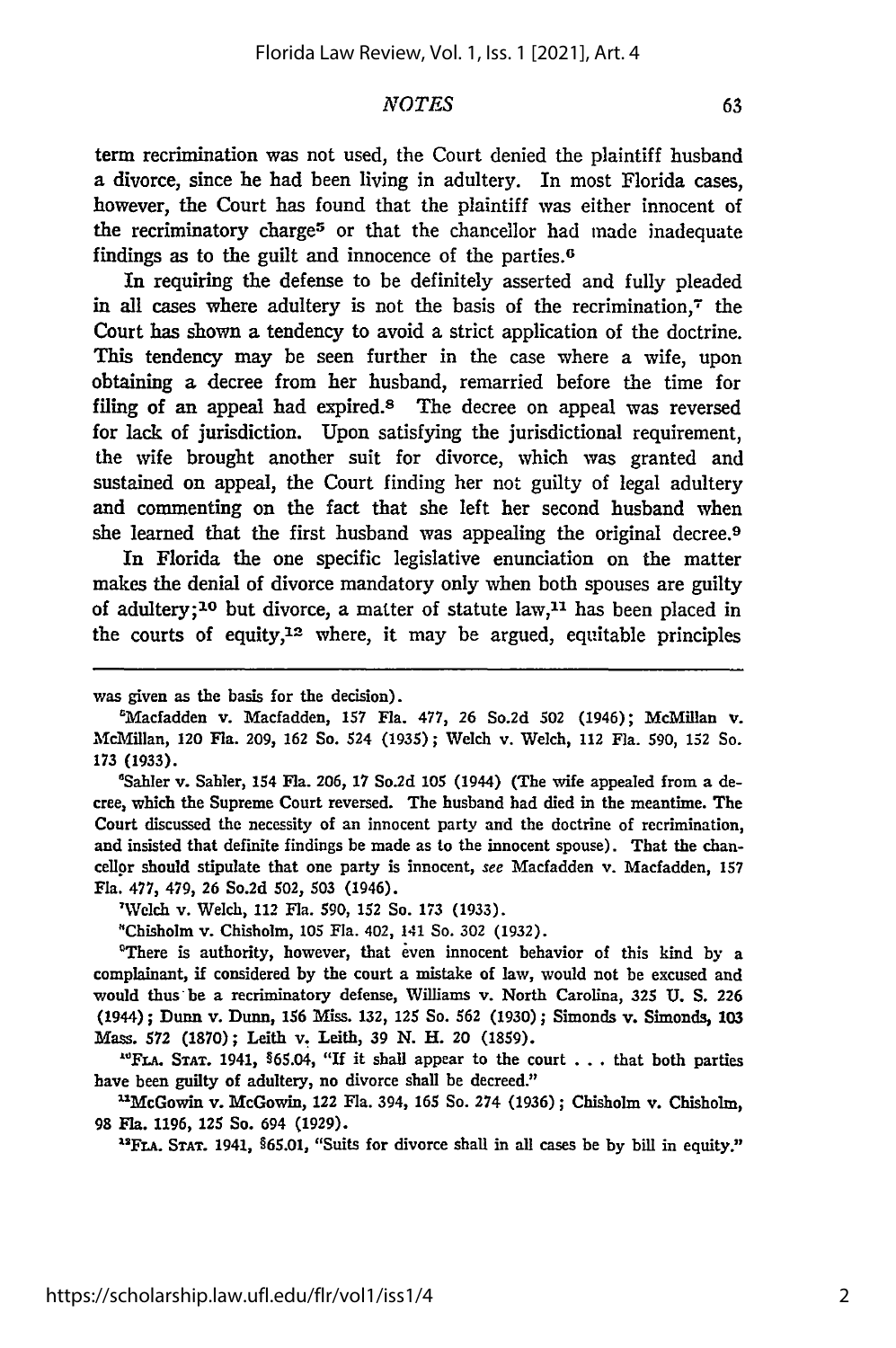term recrimination was not used, the Court denied the plaintiff husband a divorce, since he had been living in adultery. In most Florida cases, however, the Court has found that the plaintiff was either innocent of the recriminatory charge[5] or that the chancellor had made inadequate findings as to the guilt and innocence of the parties.[6]

In requiring the defense to be definitely asserted and fully pleaded in all cases where adultery is not the basis of the recrimination,[7] the Court has shown a tendency to avoid a strict application of the doctrine. This tendency may be seen further in the case where a wife, upon obtaining a decree from her husband, remarried before the time for filing of an appeal had expired.[8] The decree on appeal was reversed for lack of jurisdiction. Upon satisfying the jurisdictional requirement, the wife brought another suit for divorce, which was granted and sustained on appeal, the Court finding her not guilty of legal adultery and commenting on the fact that she left her second husband when she learned that the first husband was appealing the original decree.[9]

In Florida the one specific legislative enunciation on the matter makes the denial of divorce mandatory only when both spouses are guilty of adultery;[10] but divorce, a matter of statute law,[11] has been placed in the courts of equity,[12] where, it may be argued, equitable principles

---

was given as the basis for the decision).

[5]Macfadden v. Macfadden, 157 Fla. 477, 26 So.2d 502 (1946); McMillan v. McMillan, 120 Fla. 209, 162 So. 524 (1935); Welch v. Welch, 112 Fla. 590, 152 So. 173 (1933).

[6]Sahler v. Sahler, 154 Fla. 206, 17 So.2d 105 (1944) (The wife appealed from a decree, which the Supreme Court reversed. The husband had died in the meantime. The Court discussed the necessity of an innocent party and the doctrine of recrimination, and insisted that definite findings be made as to the innocent spouse). That the chancellor should stipulate that one party is innocent, *see* Macfadden v. Macfadden, 157 Fla. 477, 479, 26 So.2d 502, 503 (1946).

[7]Welch v. Welch, 112 Fla. 590, 152 So. 173 (1933).

[8]Chisholm v. Chisholm, 105 Fla. 402, 141 So. 302 (1932).

[9]There is authority, however, that even innocent behavior of this kind by a complainant, if considered by the court a mistake of law, would not be excused and would thus be a recriminatory defense, Williams v. North Carolina, 325 U. S. 226 (1944); Dunn v. Dunn, 156 Miss. 132, 125 So. 562 (1930); Simonds v. Simonds, 103 Mass. 572 (1870); Leith v. Leith, 39 N. H. 20 (1859).

[10]FLA. STAT. 1941, §65.04, "If it shall appear to the court . . . that both parties have been guilty of adultery, no divorce shall be decreed."

[11]McGowin v. McGowin, 122 Fla. 394, 165 So. 274 (1936); Chisholm v. Chisholm, 98 Fla. 1196, 125 So. 694 (1929).

[12]FLA. STAT. 1941, §65.01, "Suits for divorce shall in all cases be by bill in equity."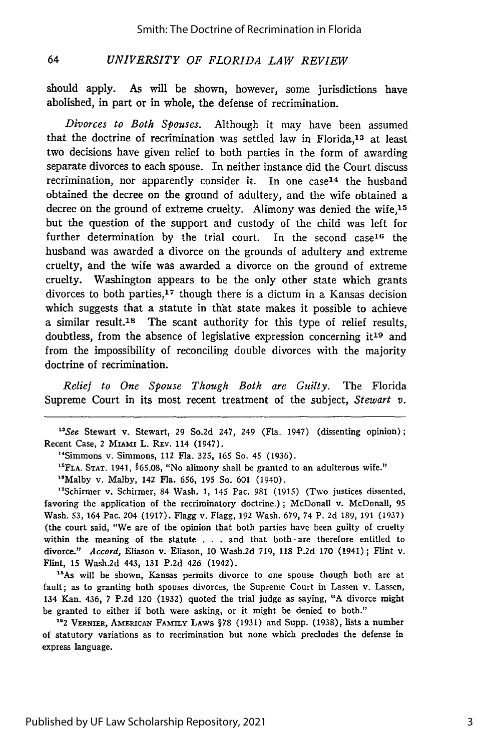should apply. As will be shown, however, some jurisdictions have abolished, in part or in whole, the defense of recrimination.

*Divorces to Both Spouses.* Although it may have been assumed that the doctrine of recrimination was settled law in Florida,[13] at least two decisions have given relief to both parties in the form of awarding separate divorces to each spouse. In neither instance did the Court discuss recrimination, nor apparently consider it. In one case[14] the husband obtained the decree on the ground of adultery, and the wife obtained a decree on the ground of extreme cruelty. Alimony was denied the wife,[15] but the question of the support and custody of the child was left for further determination by the trial court. In the second case[16] the husband was awarded a divorce on the grounds of adultery and extreme cruelty, and the wife was awarded a divorce on the ground of extreme cruelty. Washington appears to be the only other state which grants divorces to both parties,[17] though there is a dictum in a Kansas decision which suggests that a statute in that state makes it possible to achieve a similar result.[18] The scant authority for this type of relief results, doubtless, from the absence of legislative expression concerning it[19] and from the impossibility of reconciling double divorces with the majority doctrine of recrimination.

*Relief to One Spouse Though Both are Guilty.* The Florida Supreme Court in its most recent treatment of the subject, *Stewart v.*

---

[13]*See* Stewart v. Stewart, 29 So.2d 247, 249 (Fla. 1947) (dissenting opinion); Recent Case, 2 MIAMI L. REV. 114 (1947).

[14]Simmons v. Simmons, 112 Fla. 325, 165 So. 45 (1936).

[15]FLA. STAT. 1941, §65.08, "No alimony shall be granted to an adulterous wife."

[16]Malby v. Malby, 142 Fla. 656, 195 So. 601 (1940).

[17]Schirmer v. Schirmer, 84 Wash. 1, 145 Pac. 981 (1915) (Two justices dissented, favoring the application of the recriminatory doctrine.); McDonall v. McDonall, 95 Wash. 53, 164 Pac. 204 (1917). Flagg v. Flagg, 192 Wash. 679, 74 P. 2d 189, 191 (1937) (the court said, "We are of the opinion that both parties have been guilty of cruelty within the meaning of the statute . . . and that both are therefore entitled to divorce." *Accord,* Eliason v. Eliason, 10 Wash.2d 719, 118 P.2d 170 (1941); Flint v. Flint, 15 Wash.2d 443, 131 P.2d 426 (1942).

[18]As will be shown, Kansas permits divorce to one spouse though both are at fault; as to granting both spouses divorces, the Supreme Court in Lassen v. Lassen, 134 Kan. 436, 7 P.2d 120 (1932) quoted the trial judge as saying, "A divorce might be granted to either if both were asking, or it might be denied to both."

[19]2 VERNIER, AMERICAN FAMILY LAWS §78 (1931) and Supp. (1938), lists a number of statutory variations as to recrimination but none which precludes the defense in express language.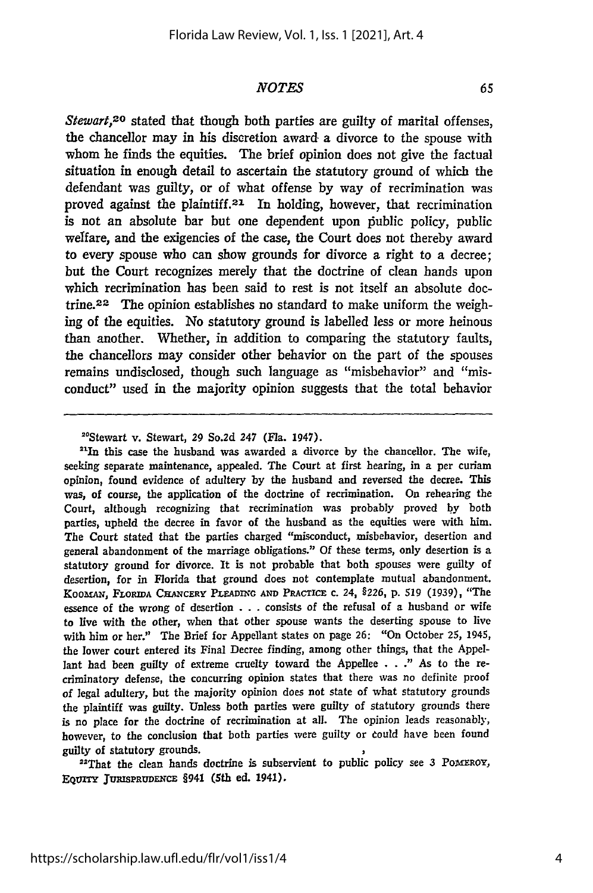*Stewart*,[20] stated that though both parties are guilty of marital offenses, the chancellor may in his discretion award a divorce to the spouse with whom he finds the equities. The brief opinion does not give the factual situation in enough detail to ascertain the statutory ground of which the defendant was guilty, or of what offense by way of recrimination was proved against the plaintiff.[21] In holding, however, that recrimination is not an absolute bar but one dependent upon public policy, public welfare, and the exigencies of the case, the Court does not thereby award to every spouse who can show grounds for divorce a right to a decree; but the Court recognizes merely that the doctrine of clean hands upon which recrimination has been said to rest is not itself an absolute doctrine.[22] The opinion establishes no standard to make uniform the weighing of the equities. No statutory ground is labelled less or more heinous than another. Whether, in addition to comparing the statutory faults, the chancellors may consider other behavior on the part of the spouses remains undisclosed, though such language as "misbehavior" and "misconduct" used in the majority opinion suggests that the total behavior

---

[20]Stewart v. Stewart, 29 So.2d 247 (Fla. 1947).

[21]In this case the husband was awarded a divorce by the chancellor. The wife, seeking separate maintenance, appealed. The Court at first hearing, in a per curiam opinion, found evidence of adultery by the husband and reversed the decree. This was, of course, the application of the doctrine of recrimination. On rehearing the Court, although recognizing that recrimination was probably proved by both parties, upheld the decree in favor of the husband as the equities were with him. The Court stated that the parties charged "misconduct, misbehavior, desertion and general abandonment of the marriage obligations." Of these terms, only desertion is a statutory ground for divorce. It is not probable that both spouses were guilty of desertion, for in Florida that ground does not contemplate mutual abandonment. KOOMAN, FLORIDA CHANCERY PLEADING AND PRACTICE c. 24, §226, p. 519 (1939), "The essence of the wrong of desertion . . . consists of the refusal of a husband or wife to live with the other, when that other spouse wants the deserting spouse to live with him or her." The Brief for Appellant states on page 26: "On October 25, 1945, the lower court entered its Final Decree finding, among other things, that the Appellant had been guilty of extreme cruelty toward the Appellee . . ." As to the recriminatory defense, the concurring opinion states that there was no definite proof of legal adultery, but the majority opinion does not state of what statutory grounds the plaintiff was guilty. Unless both parties were guilty of statutory grounds there is no place for the doctrine of recrimination at all. The opinion leads reasonably, however, to the conclusion that both parties were guilty or could have been found guilty of statutory grounds.

[22]That the clean hands doctrine is subservient to public policy see 3 POMEROY, EQUITY JURISPRUDENCE §941 (5th ed. 1941).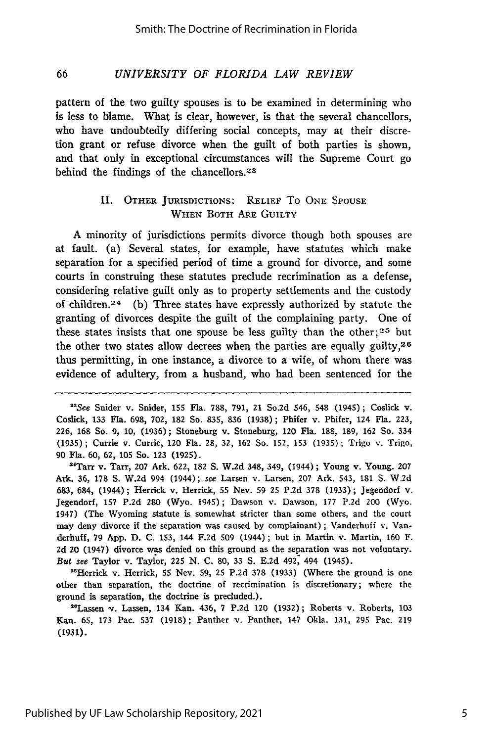pattern of the two guilty spouses is to be examined in determining who is less to blame. What is clear, however, is that the several chancellors, who have undoubtedly differing social concepts, may at their discretion grant or refuse divorce when the guilt of both parties is shown, and that only in exceptional circumstances will the Supreme Court go behind the findings of the chancellors.[23]

## II. Other Jurisdictions: Relief To One Spouse When Both Are Guilty

A minority of jurisdictions permits divorce though both spouses are at fault. (a) Several states, for example, have statutes which make separation for a specified period of time a ground for divorce, and some courts in construing these statutes preclude recrimination as a defense, considering relative guilt only as to property settlements and the custody of children.[24] (b) Three states have expressly authorized by statute the granting of divorces despite the guilt of the complaining party. One of these states insists that one spouse be less guilty than the other;[25] but the other two states allow decrees when the parties are equally guilty,[26] thus permitting, in one instance, a divorce to a wife, of whom there was evidence of adultery, from a husband, who had been sentenced for the

---

[23]*See* Snider v. Snider, 155 Fla. 788, 791, 21 So.2d 546, 548 (1945); Coslick v. Coslick, 133 Fla. 698, 702, 182 So. 835, 836 (1938); Phifer v. Phifer, 124 Fla. 223, 226, 168 So. 9, 10, (1936); Stoneburg v. Stoneburg, 120 Fla. 188, 189, 162 So. 334 (1935); Currie v. Currie, 120 Fla. 28, 32, 162 So. 152, 153 (1935); Trigo v. Trigo, 90 Fla. 60, 62, 105 So. 123 (1925).

[24]Tarr v. Tarr, 207 Ark. 622, 182 S. W.2d 348, 349, (1944); Young v. Young. 207 Ark. 36, 178 S. W.2d 994 (1944); *see* Larsen v. Larsen, 207 Ark. 543, 181 S. W.2d 683, 684, (1944); Herrick v. Herrick, 55 Nev. 59 25 P.2d 378 (1933); Jegendorf v. Jegendorf, 157 P.2d 280 (Wyo. 1945); Dawson v. Dawson, 177 P.2d 200 (Wyo. 1947) (The Wyoming statute is somewhat stricter than some others, and the court may deny divorce if the separation was caused by complainant); Vanderhuff v. Vanderhuff, 79 App. D. C. 153, 144 F.2d 509 (1944); but in Martin v. Martin, 160 F. 2d 20 (1947) divorce was denied on this ground as the separation was not voluntary. *But see* Taylor v. Taylor, 225 N. C. 80, 33 S. E.2d 492, 494 (1945).

[25]Herrick v. Herrick, 55 Nev. 59, 25 P.2d 378 (1933) (Where the ground is one other than separation, the doctrine of recrimination is discretionary; where the ground is separation, the doctrine is precluded.).

[26]Lassen v. Lassen, 134 Kan. 436, 7 P.2d 120 (1932); Roberts v. Roberts, 103 Kan. 65, 173 Pac. 537 (1918); Panther v. Panther, 147 Okla. 131, 295 Pac. 219 (1931).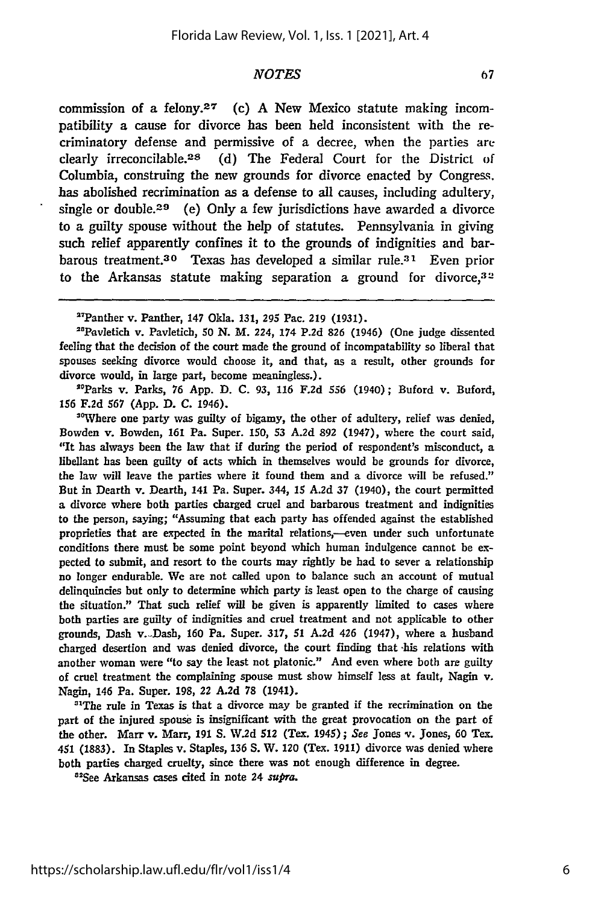commission of a felony.[27] (c) A New Mexico statute making incompatibility a cause for divorce has been held inconsistent with the recriminatory defense and permissive of a decree, when the parties are clearly irreconcilable.[28] (d) The Federal Court for the District of Columbia, construing the new grounds for divorce enacted by Congress, has abolished recrimination as a defense to all causes, including adultery, single or double.[29] (e) Only a few jurisdictions have awarded a divorce to a guilty spouse without the help of statutes. Pennsylvania in giving such relief apparently confines it to the grounds of indignities and barbarous treatment.[30] Texas has developed a similar rule.[31] Even prior to the Arkansas statute making separation a ground for divorce,[32]

---

[27]Panther v. Panther, 147 Okla. 131, 295 Pac. 219 (1931).

[28]Pavletich v. Pavletich, 50 N. M. 224, 174 P.2d 826 (1946) (One judge dissented feeling that the decision of the court made the ground of incompatability so liberal that spouses seeking divorce would choose it, and that, as a result, other grounds for divorce would, in large part, become meaningless.).

[29]Parks v. Parks, 76 App. D. C. 93, 116 F.2d 556 (1940); Buford v. Buford, 156 F.2d 567 (App. D. C. 1946).

[30]Where one party was guilty of bigamy, the other of adultery, relief was denied, Bowden v. Bowden, 161 Pa. Super. 150, 53 A.2d 892 (1947), where the court said, "It has always been the law that if during the period of respondent's misconduct, a libellant has been guilty of acts which in themselves would be grounds for divorce, the law will leave the parties where it found them and a divorce will be refused." But in Dearth v. Dearth, 141 Pa. Super. 344, 15 A.2d 37 (1940), the court permitted a divorce where both parties charged cruel and barbarous treatment and indignities to the person, saying; "Assuming that each party has offended against the established proprieties that are expected in the marital relations,—even under such unfortunate conditions there must be some point beyond which human indulgence cannot be expected to submit, and resort to the courts may rightly be had to sever a relationship no longer endurable. We are not called upon to balance such an account of mutual delinquincies but only to determine which party is least open to the charge of causing the situation." That such relief will be given is apparently limited to cases where both parties are guilty of indignities and cruel treatment and not applicable to other grounds, Dash v. Dash, 160 Pa. Super. 317, 51 A.2d 426 (1947), where a husband charged desertion and was denied divorce, the court finding that his relations with another woman were "to say the least not platonic." And even where both are guilty of cruel treatment the complaining spouse must show himself less at fault, Nagin v. Nagin, 146 Pa. Super. 198, 22 A.2d 78 (1941).

[31]The rule in Texas is that a divorce may be granted if the recrimination on the part of the injured spouse is insignificant with the great provocation on the part of the other. Marr v. Marr, 191 S. W.2d 512 (Tex. 1945); *See* Jones v. Jones, 60 Tex. 451 (1883). In Staples v. Staples, 136 S. W. 120 (Tex. 1911) divorce was denied where both parties charged cruelty, since there was not enough difference in degree.

[32]See Arkansas cases cited in note 24 *supra*.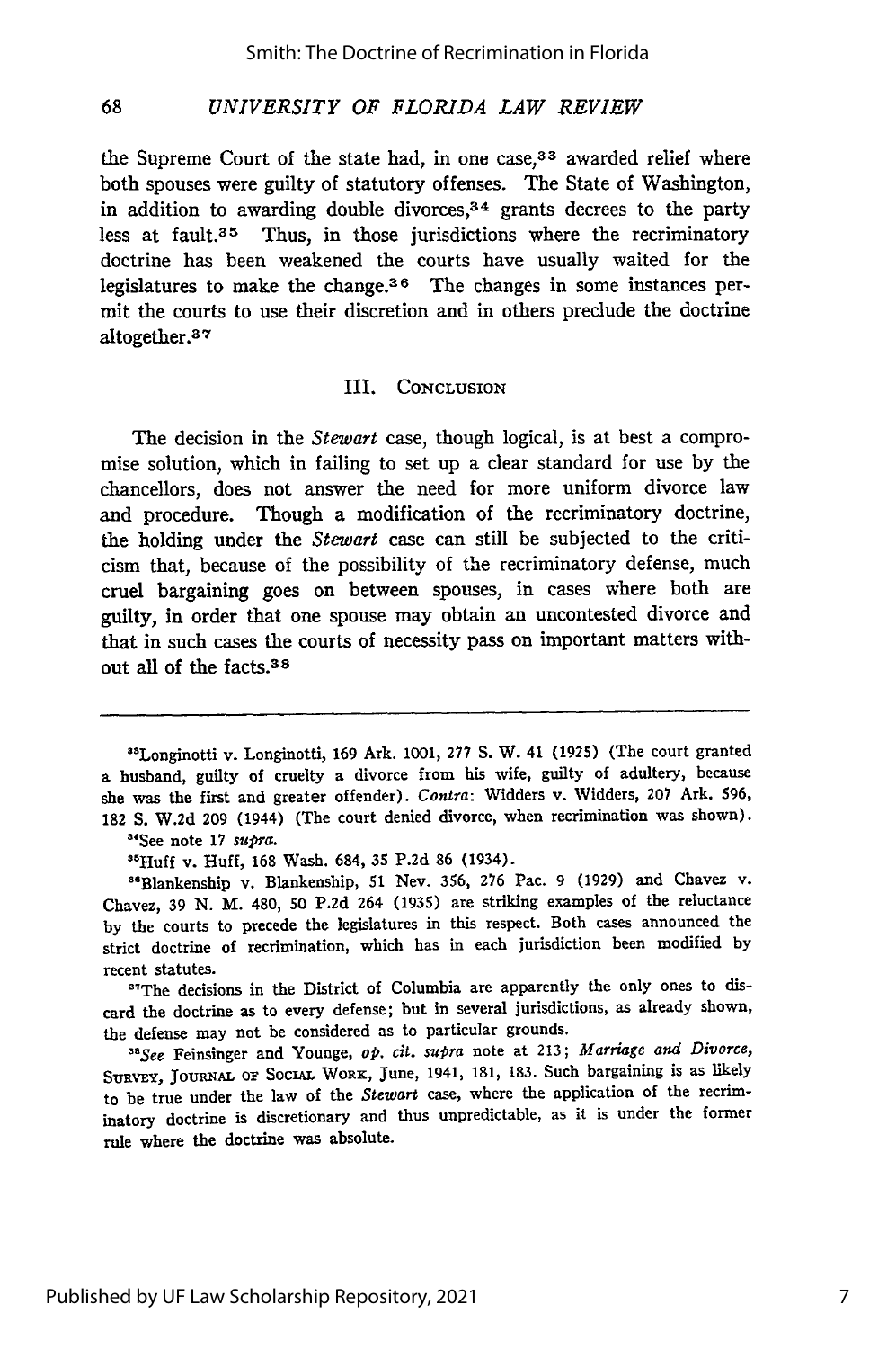the Supreme Court of the state had, in one case,[33] awarded relief where both spouses were guilty of statutory offenses. The State of Washington, in addition to awarding double divorces,[34] grants decrees to the party less at fault.[35] Thus, in those jurisdictions where the recriminatory doctrine has been weakened the courts have usually waited for the legislatures to make the change.[36] The changes in some instances permit the courts to use their discretion and in others preclude the doctrine altogether.[37]

## III. Conclusion

The decision in the *Stewart* case, though logical, is at best a compromise solution, which in failing to set up a clear standard for use by the chancellors, does not answer the need for more uniform divorce law and procedure. Though a modification of the recriminatory doctrine, the holding under the *Stewart* case can still be subjected to the criticism that, because of the possibility of the recriminatory defense, much cruel bargaining goes on between spouses, in cases where both are guilty, in order that one spouse may obtain an uncontested divorce and that in such cases the courts of necessity pass on important matters without all of the facts.[38]

---

[33]Longinotti v. Longinotti, 169 Ark. 1001, 277 S. W. 41 (1925) (The court granted a husband, guilty of cruelty a divorce from his wife, guilty of adultery, because she was the first and greater offender). *Contra*: Widders v. Widders, 207 Ark. 596, 182 S. W.2d 209 (1944) (The court denied divorce, when recrimination was shown).

[34]See note 17 *supra*.

[35]Huff v. Huff, 168 Wash. 684, 35 P.2d 86 (1934).

[36]Blankenship v. Blankenship, 51 Nev. 356, 276 Pac. 9 (1929) and Chavez v. Chavez, 39 N. M. 480, 50 P.2d 264 (1935) are striking examples of the reluctance by the courts to precede the legislatures in this respect. Both cases announced the strict doctrine of recrimination, which has in each jurisdiction been modified by recent statutes.

[37]The decisions in the District of Columbia are apparently the only ones to discard the doctrine as to every defense; but in several jurisdictions, as already shown, the defense may not be considered as to particular grounds.

[38]*See* Feinsinger and Younge, *op. cit. supra* note at 213; *Marriage and Divorce*, Survey, Journal of Social Work, June, 1941, 181, 183. Such bargaining is as likely to be true under the law of the *Stewart* case, where the application of the recriminatory doctrine is discretionary and thus unpredictable, as it is under the former rule where the doctrine was absolute.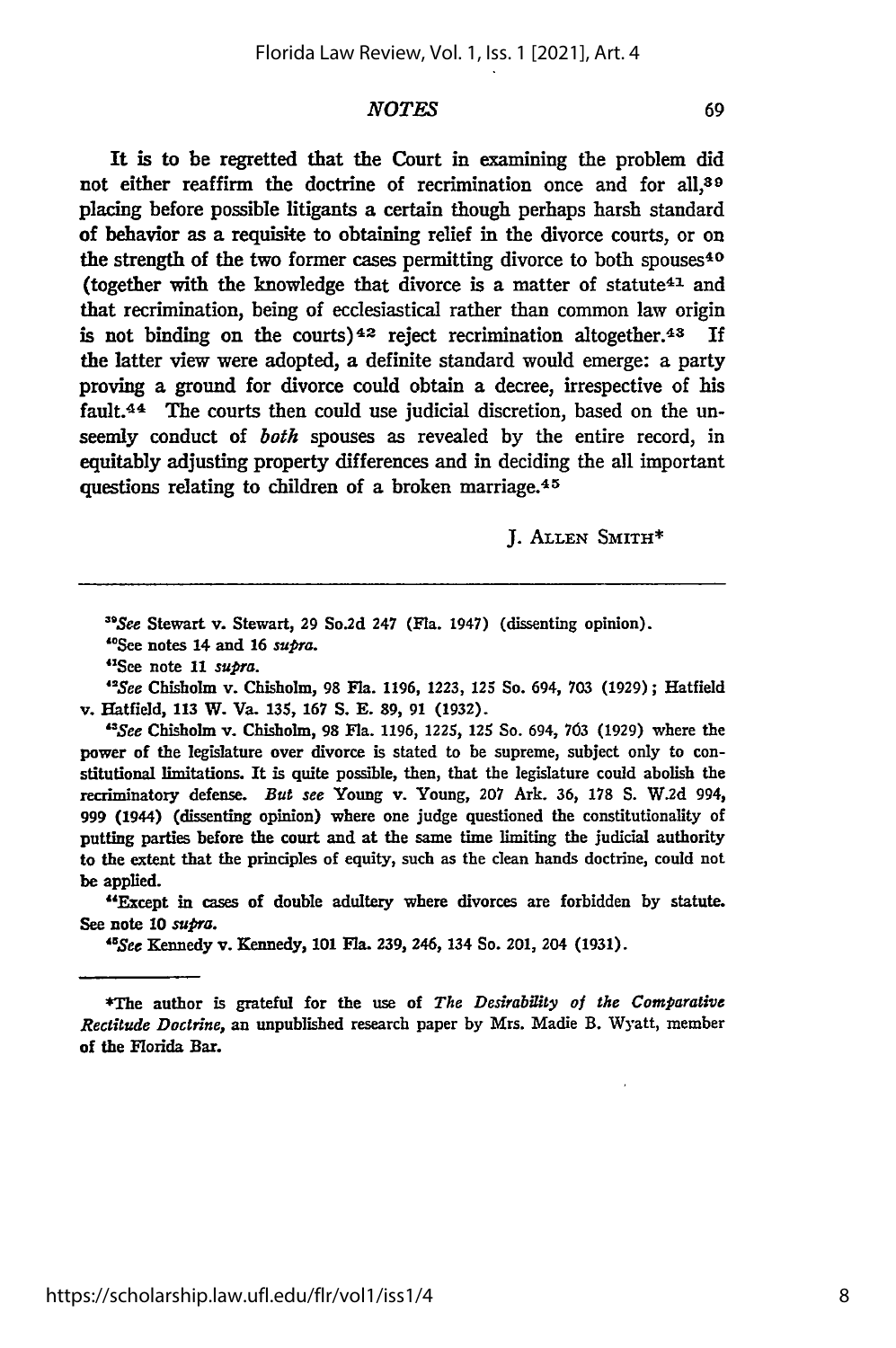It is to be regretted that the Court in examining the problem did not either reaffirm the doctrine of recrimination once and for all,[39] placing before possible litigants a certain though perhaps harsh standard of behavior as a requisite to obtaining relief in the divorce courts, or on the strength of the two former cases permitting divorce to both spouses[40] (together with the knowledge that divorce is a matter of statute[41] and that recrimination, being of ecclesiastical rather than common law origin is not binding on the courts)[42] reject recrimination altogether.[43] If the latter view were adopted, a definite standard would emerge: a party proving a ground for divorce could obtain a decree, irrespective of his fault.[44] The courts then could use judicial discretion, based on the unseemly conduct of *both* spouses as revealed by the entire record, in equitably adjusting property differences and in deciding the all important questions relating to children of a broken marriage.[45]

J. ALLEN SMITH*

---

[39]*See* Stewart v. Stewart, 29 So.2d 247 (Fla. 1947) (dissenting opinion).

[40]See notes 14 and 16 *supra*.

[41]See note 11 *supra*.

[42]*See* Chisholm v. Chisholm, 98 Fla. 1196, 1223, 125 So. 694, 703 (1929); Hatfield v. Hatfield, 113 W. Va. 135, 167 S. E. 89, 91 (1932).

[43]*See* Chisholm v. Chisholm, 98 Fla. 1196, 1225, 125 So. 694, 703 (1929) where the power of the legislature over divorce is stated to be supreme, subject only to constitutional limitations. It is quite possible, then, that the legislature could abolish the recriminatory defense. *But see* Young v. Young, 207 Ark. 36, 178 S. W.2d 994, 999 (1944) (dissenting opinion) where one judge questioned the constitutionality of putting parties before the court and at the same time limiting the judicial authority to the extent that the principles of equity, such as the clean hands doctrine, could not be applied.

[44]Except in cases of double adultery where divorces are forbidden by statute. See note 10 *supra*.

[45]*See* Kennedy v. Kennedy, 101 Fla. 239, 246, 134 So. 201, 204 (1931).

---

*The author is grateful for the use of *The Desirability of the Comparative Rectitude Doctrine*, an unpublished research paper by Mrs. Madie B. Wyatt, member of the Florida Bar.